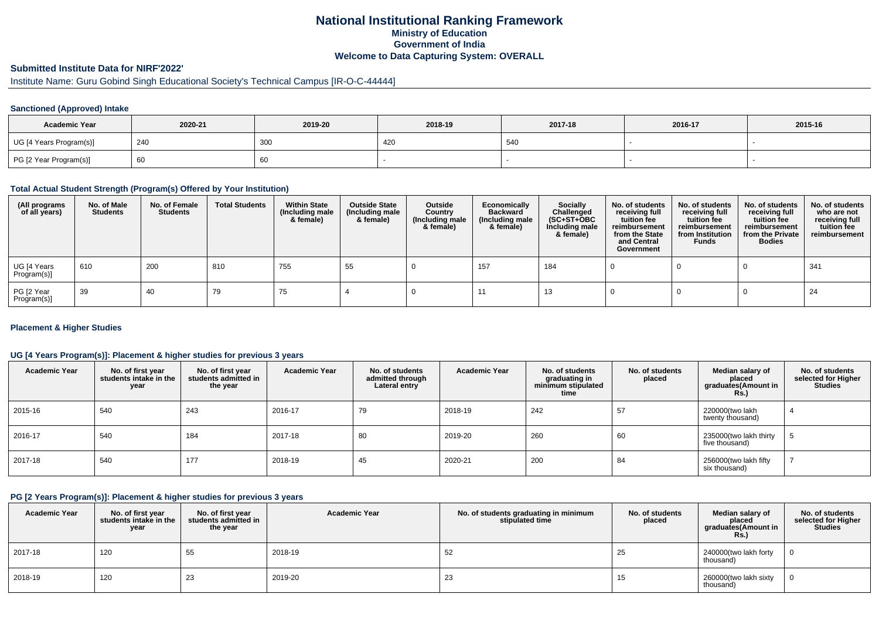# National Institutional Ranking Framework

**Ministry of Education**

**Government of India**

**Welcome to Data Capturing System: OVERALL**

## Submitted Institute Data for NIRF'2022'

Institute Name: Guru Gobind Singh Educational Society's Technical Campus [IR-O-C-44444]

### Sanctioned (Approved) Intake

| Academic Year | 2020-21 | 2019-20 | 2018-19 | 2017-18 | 2016-17 | 2015-16 |
|---|---|---|---|---|---|---|
| UG [4 Years Program(s)] | 240 | 300 | 420 | 540 | - | - |
| PG [2 Year Program(s)] | 60 | 60 | - | - | - | - |

### Total Actual Student Strength (Program(s) Offered by Your Institution)

| (All programs of all years) | No. of Male Students | No. of Female Students | Total Students | Within State (Including male & female) | Outside State (Including male & female) | Outside Country (Including male & female) | Economically Backward (Including male & female) | Socially Challenged (SC+ST+OBC Including male & female) | No. of students receiving full tuition fee reimbursement from the State and Central Government | No. of students receiving full tuition fee reimbursement from Institution Funds | No. of students receiving full tuition fee reimbursement from the Private Bodies | No. of students who are not receiving full tuition fee reimbursement |
|---|---|---|---|---|---|---|---|---|---|---|---|---|
| UG [4 Years Program(s)] | 610 | 200 | 810 | 755 | 55 | 0 | 157 | 184 | 0 | 0 | 0 | 341 |
| PG [2 Year Program(s)] | 39 | 40 | 79 | 75 | 4 | 0 | 11 | 13 | 0 | 0 | 0 | 24 |

### Placement & Higher Studies

#### UG [4 Years Program(s)]: Placement & higher studies for previous 3 years

| Academic Year | No. of first year students intake in the year | No. of first year students admitted in the year | Academic Year | No. of students admitted through Lateral entry | Academic Year | No. of students graduating in minimum stipulated time | No. of students placed | Median salary of placed graduates(Amount in Rs.) | No. of students selected for Higher Studies |
|---|---|---|---|---|---|---|---|---|---|
| 2015-16 | 540 | 243 | 2016-17 | 79 | 2018-19 | 242 | 57 | 220000(two lakh twenty thousand) | 4 |
| 2016-17 | 540 | 184 | 2017-18 | 80 | 2019-20 | 260 | 60 | 235000(two lakh thirty five thousand) | 5 |
| 2017-18 | 540 | 177 | 2018-19 | 45 | 2020-21 | 200 | 84 | 256000(two lakh fifty six thousand) | 7 |

#### PG [2 Years Program(s)]: Placement & higher studies for previous 3 years

| Academic Year | No. of first year students intake in the year | No. of first year students admitted in the year | Academic Year | No. of students graduating in minimum stipulated time | No. of students placed | Median salary of placed graduates(Amount in Rs.) | No. of students selected for Higher Studies |
|---|---|---|---|---|---|---|---|
| 2017-18 | 120 | 55 | 2018-19 | 52 | 25 | 240000(two lakh forty thousand) | 0 |
| 2018-19 | 120 | 23 | 2019-20 | 23 | 15 | 260000(two lakh sixty thousand) | 0 |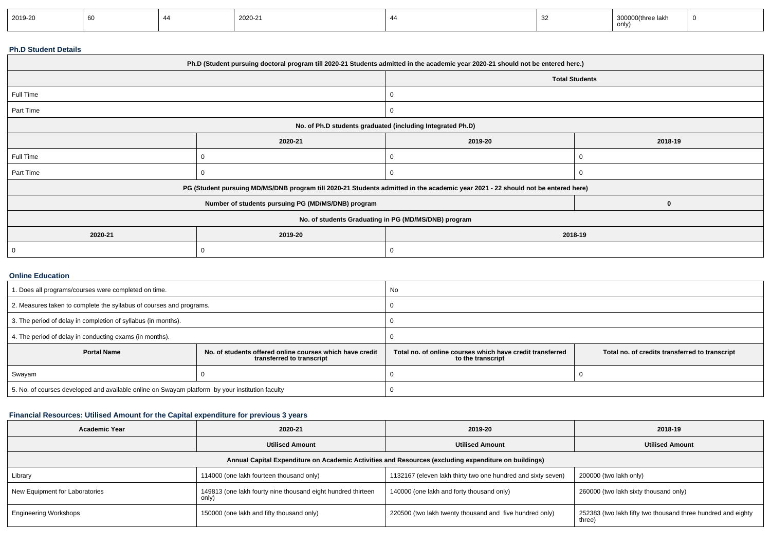| 2019-20 | 60 | 44 | 2020-21 | 44 | 32 | 300000(three lakh only) | 0 |
|---|---|---|---|---|---|---|---|

### Ph.D Student Details

| Ph.D (Student pursuing doctoral program till 2020-21 Students admitted in the academic year 2020-21 should not be entered here.) | | | |
|---|---|---|---|
| | | Total Students | |
| Full Time | | 0 | |
| Part Time | | 0 | |
| No. of Ph.D students graduated (including Integrated Ph.D) | | | |
| | 2020-21 | 2019-20 | 2018-19 |
| Full Time | 0 | 0 | 0 |
| Part Time | 0 | 0 | 0 |
| PG (Student pursuing MD/MS/DNB program till 2020-21 Students admitted in the academic year 2021 - 22 should not be entered here) | | | |
| Number of students pursuing PG (MD/MS/DNB) program | | | 0 |
| No. of students Graduating in PG (MD/MS/DNB) program | | | |
| 2020-21 | 2019-20 | 2018-19 | |
| 0 | 0 | 0 | |

### Online Education

| 1. Does all programs/courses were completed on time. | | No | |
|---|---|---|---|
| 2. Measures taken to complete the syllabus of courses and programs. | | 0 | |
| 3. The period of delay in completion of syllabus (in months). | | 0 | |
| 4. The period of delay in conducting exams (in months). | | 0 | |
| **Portal Name** | **No. of students offered online courses which have credit transferred to transcript** | **Total no. of online courses which have credit transferred to the transcript** | **Total no. of credits transferred to transcript** |
| Swayam | 0 | 0 | 0 |
| 5. No. of courses developed and available online on Swayam platform by your institution faculty | | 0 | |

### Financial Resources: Utilised Amount for the Capital expenditure for previous 3 years

| Academic Year | 2020-21 | 2019-20 | 2018-19 |
|---|---|---|---|
| | Utilised Amount | Utilised Amount | Utilised Amount |
| Annual Capital Expenditure on Academic Activities and Resources (excluding expenditure on buildings) | | | |
| Library | 114000 (one lakh fourteen thousand only) | 1132167 (eleven lakh thirty two one hundred and sixty seven) | 200000 (two lakh only) |
| New Equipment for Laboratories | 149813 (one lakh fourty nine thousand eight hundred thirteen only) | 140000 (one lakh and forty thousand only) | 260000 (two lakh sixty thousand only) |
| Engineering Workshops | 150000 (one lakh and fifty thousand only) | 220500 (two lakh twenty thousand and five hundred only) | 252383 (two lakh fifty two thousand three hundred and eighty three) |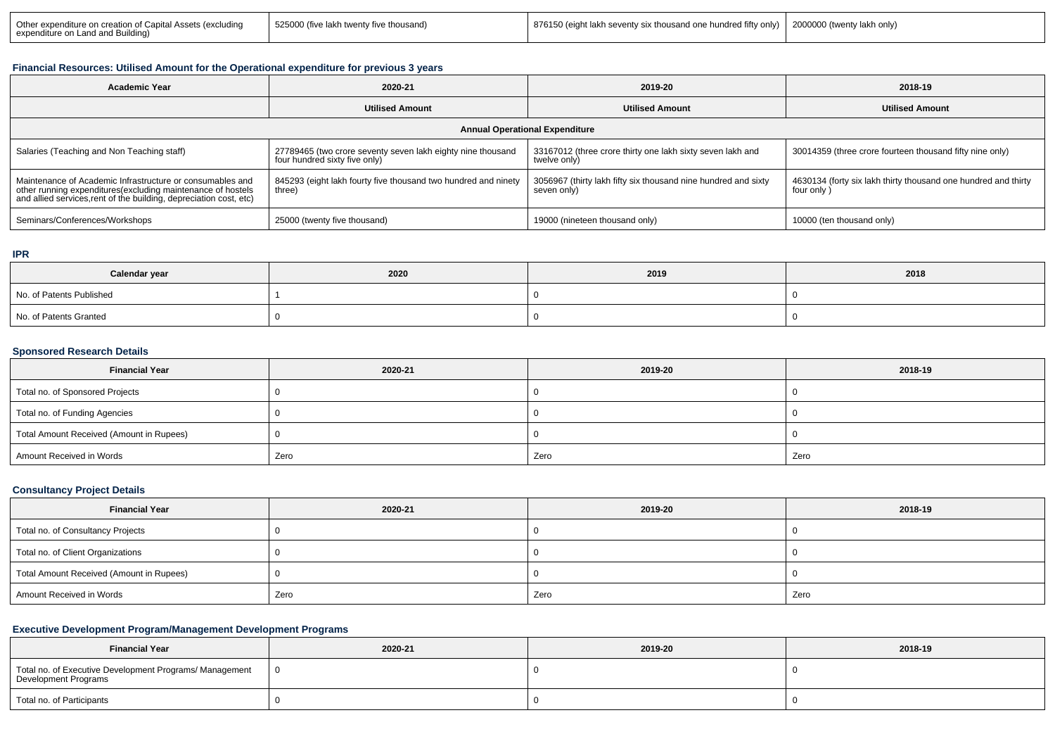| Other expenditure on creation of Capital Assets (excluding expenditure on Land and Building) | 525000 (five lakh twenty five thousand) | 876150 (eight lakh seventy six thousand one hundred fifty only) | 2000000 (twenty lakh only) |
|---|---|---|---|

### Financial Resources: Utilised Amount for the Operational expenditure for previous 3 years

| Academic Year | 2020-21 | 2019-20 | 2018-19 |
|---|---|---|---|
| | Utilised Amount | Utilised Amount | Utilised Amount |
| Annual Operational Expenditure | | | |
| Salaries (Teaching and Non Teaching staff) | 27789465 (two crore seventy seven lakh eighty nine thousand four hundred sixty five only) | 33167012 (three crore thirty one lakh sixty seven lakh and twelve only) | 30014359 (three crore fourteen thousand fifty nine only) |
| Maintenance of Academic Infrastructure or consumables and other running expenditures(excluding maintenance of hostels and allied services,rent of the building, depreciation cost, etc) | 845293 (eight lakh fourty five thousand two hundred and ninety three) | 3056967 (thirty lakh fifty six thousand nine hundred and sixty seven only) | 4630134 (forty six lakh thirty thousand one hundred and thirty four only ) |
| Seminars/Conferences/Workshops | 25000 (twenty five thousand) | 19000 (nineteen thousand only) | 10000 (ten thousand only) |

### IPR

| Calendar year | 2020 | 2019 | 2018 |
|---|---|---|---|
| No. of Patents Published | 1 | 0 | 0 |
| No. of Patents Granted | 0 | 0 | 0 |

### Sponsored Research Details

| Financial Year | 2020-21 | 2019-20 | 2018-19 |
|---|---|---|---|
| Total no. of Sponsored Projects | 0 | 0 | 0 |
| Total no. of Funding Agencies | 0 | 0 | 0 |
| Total Amount Received (Amount in Rupees) | 0 | 0 | 0 |
| Amount Received in Words | Zero | Zero | Zero |

### Consultancy Project Details

| Financial Year | 2020-21 | 2019-20 | 2018-19 |
|---|---|---|---|
| Total no. of Consultancy Projects | 0 | 0 | 0 |
| Total no. of Client Organizations | 0 | 0 | 0 |
| Total Amount Received (Amount in Rupees) | 0 | 0 | 0 |
| Amount Received in Words | Zero | Zero | Zero |

### Executive Development Program/Management Development Programs

| Financial Year | 2020-21 | 2019-20 | 2018-19 |
|---|---|---|---|
| Total no. of Executive Development Programs/ Management Development Programs | 0 | 0 | 0 |
| Total no. of Participants | 0 | 0 | 0 |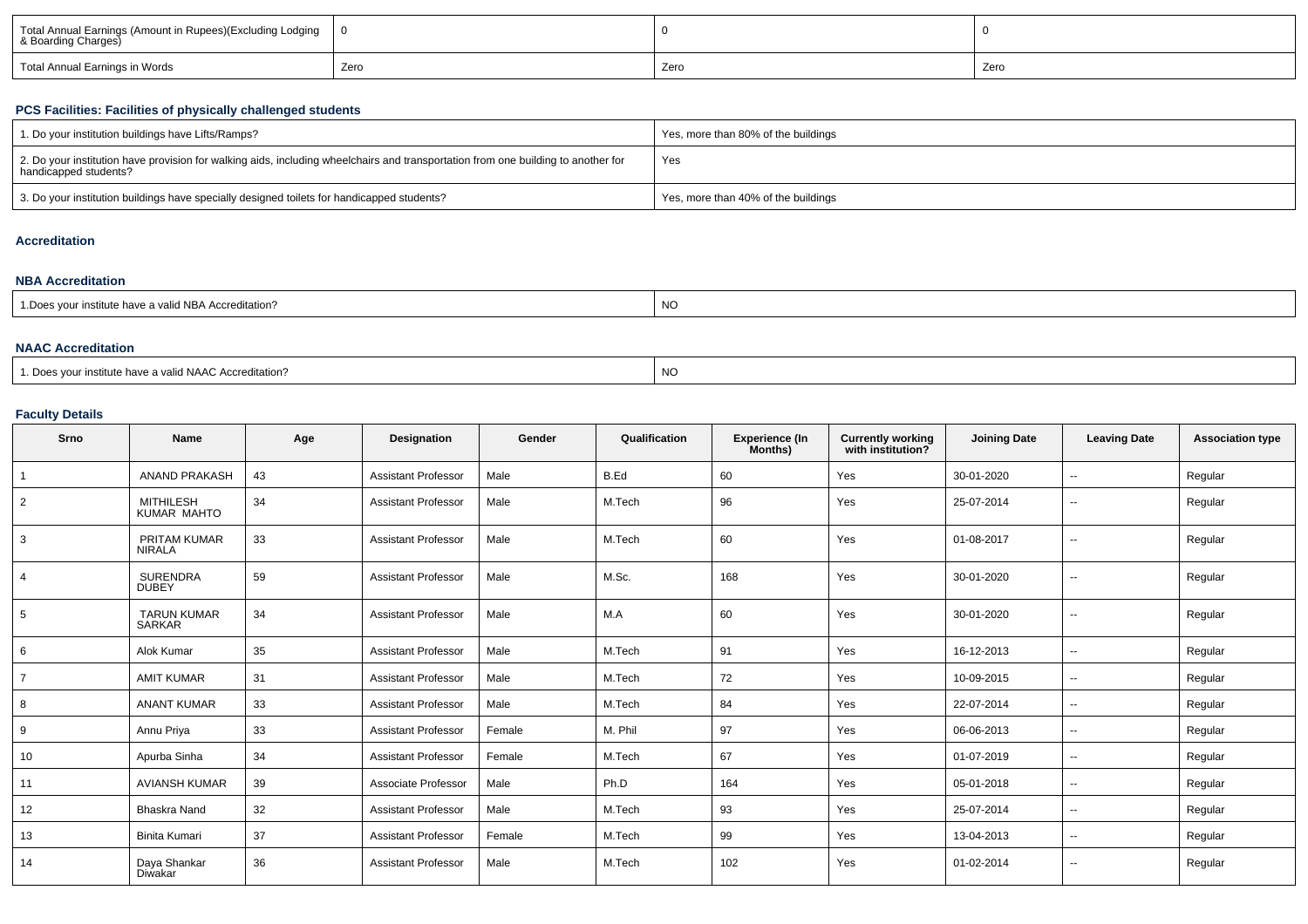| Total Annual Earnings (Amount in Rupees)(Excluding Lodging & Boarding Charges) | 0 | 0 | 0 |
|---|---|---|---|
| Total Annual Earnings in Words | Zero | Zero | Zero |

### PCS Facilities: Facilities of physically challenged students

| 1. Do your institution buildings have Lifts/Ramps? | Yes, more than 80% of the buildings |
|---|---|
| 2. Do your institution have provision for walking aids, including wheelchairs and transportation from one building to another for handicapped students? | Yes |
| 3. Do your institution buildings have specially designed toilets for handicapped students? | Yes, more than 40% of the buildings |

### Accreditation

### NBA Accreditation

| 1.Does your institute have a valid NBA Accreditation? | NO |
|---|---|

### NAAC Accreditation

| 1. Does your institute have a valid NAAC Accreditation? | NO |
|---|---|

### Faculty Details

| Srno | Name | Age | Designation | Gender | Qualification | Experience (In Months) | Currently working with institution? | Joining Date | Leaving Date | Association type |
|---|---|---|---|---|---|---|---|---|---|---|
| 1 | ANAND PRAKASH | 43 | Assistant Professor | Male | B.Ed | 60 | Yes | 30-01-2020 | -- | Regular |
| 2 | MITHILESH KUMAR MAHTO | 34 | Assistant Professor | Male | M.Tech | 96 | Yes | 25-07-2014 | -- | Regular |
| 3 | PRITAM KUMAR NIRALA | 33 | Assistant Professor | Male | M.Tech | 60 | Yes | 01-08-2017 | -- | Regular |
| 4 | SURENDRA DUBEY | 59 | Assistant Professor | Male | M.Sc. | 168 | Yes | 30-01-2020 | -- | Regular |
| 5 | TARUN KUMAR SARKAR | 34 | Assistant Professor | Male | M.A | 60 | Yes | 30-01-2020 | -- | Regular |
| 6 | Alok Kumar | 35 | Assistant Professor | Male | M.Tech | 91 | Yes | 16-12-2013 | -- | Regular |
| 7 | AMIT KUMAR | 31 | Assistant Professor | Male | M.Tech | 72 | Yes | 10-09-2015 | -- | Regular |
| 8 | ANANT KUMAR | 33 | Assistant Professor | Male | M.Tech | 84 | Yes | 22-07-2014 | -- | Regular |
| 9 | Annu Priya | 33 | Assistant Professor | Female | M. Phil | 97 | Yes | 06-06-2013 | -- | Regular |
| 10 | Apurba Sinha | 34 | Assistant Professor | Female | M.Tech | 67 | Yes | 01-07-2019 | -- | Regular |
| 11 | AVIANSH KUMAR | 39 | Associate Professor | Male | Ph.D | 164 | Yes | 05-01-2018 | -- | Regular |
| 12 | Bhaskra Nand | 32 | Assistant Professor | Male | M.Tech | 93 | Yes | 25-07-2014 | -- | Regular |
| 13 | Binita Kumari | 37 | Assistant Professor | Female | M.Tech | 99 | Yes | 13-04-2013 | -- | Regular |
| 14 | Daya Shankar Diwakar | 36 | Assistant Professor | Male | M.Tech | 102 | Yes | 01-02-2014 | -- | Regular |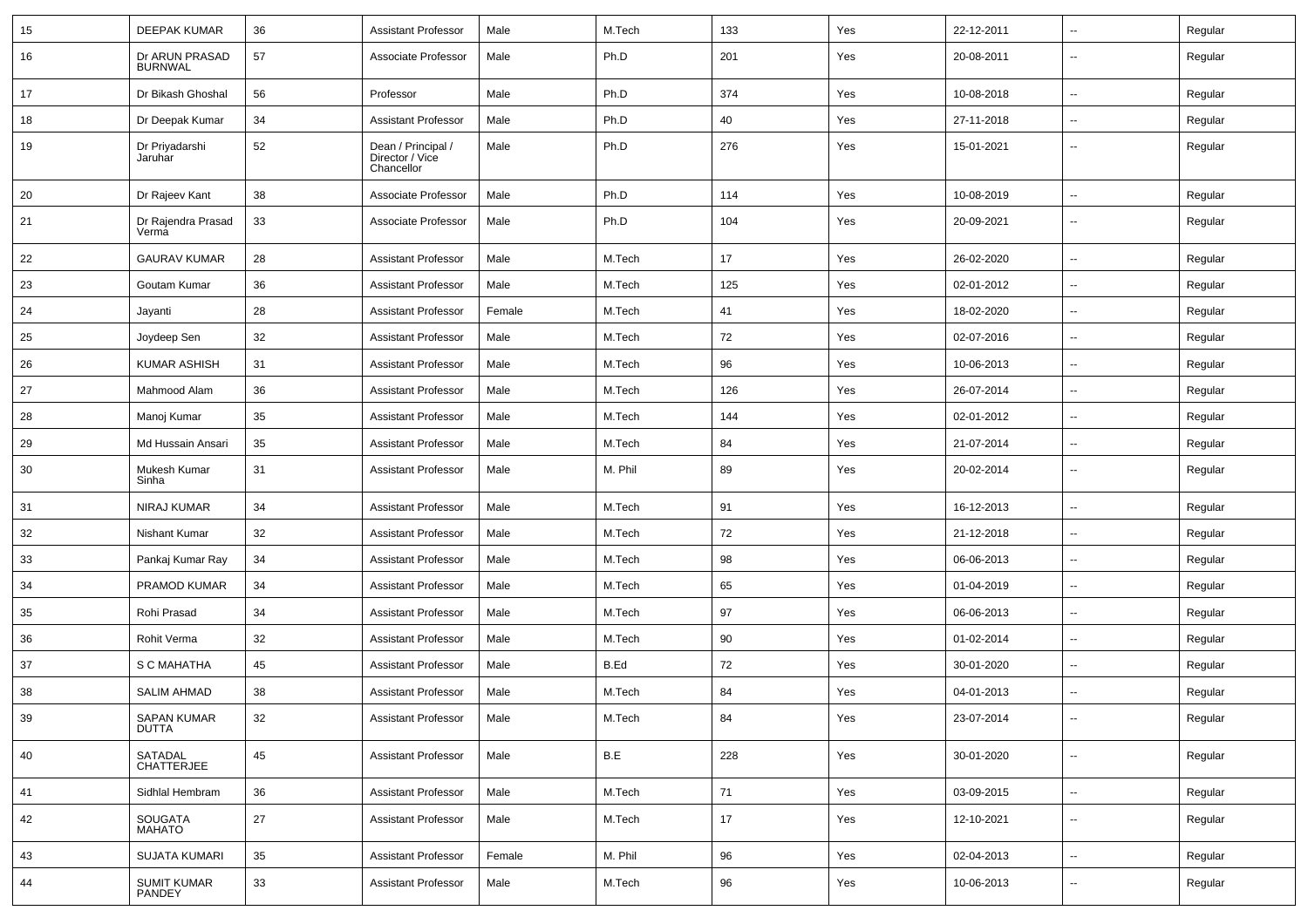| 15 | DEEPAK KUMAR | 36 | Assistant Professor | Male | M.Tech | 133 | Yes | 22-12-2011 | -- | Regular |
|---|---|---|---|---|---|---|---|---|---|---|
| 16 | Dr ARUN PRASAD BURNWAL | 57 | Associate Professor | Male | Ph.D | 201 | Yes | 20-08-2011 | -- | Regular |
| 17 | Dr Bikash Ghoshal | 56 | Professor | Male | Ph.D | 374 | Yes | 10-08-2018 | -- | Regular |
| 18 | Dr Deepak Kumar | 34 | Assistant Professor | Male | Ph.D | 40 | Yes | 27-11-2018 | -- | Regular |
| 19 | Dr Priyadarshi Jaruhar | 52 | Dean / Principal / Director / Vice Chancellor | Male | Ph.D | 276 | Yes | 15-01-2021 | -- | Regular |
| 20 | Dr Rajeev Kant | 38 | Associate Professor | Male | Ph.D | 114 | Yes | 10-08-2019 | -- | Regular |
| 21 | Dr Rajendra Prasad Verma | 33 | Associate Professor | Male | Ph.D | 104 | Yes | 20-09-2021 | -- | Regular |
| 22 | GAURAV KUMAR | 28 | Assistant Professor | Male | M.Tech | 17 | Yes | 26-02-2020 | -- | Regular |
| 23 | Goutam Kumar | 36 | Assistant Professor | Male | M.Tech | 125 | Yes | 02-01-2012 | -- | Regular |
| 24 | Jayanti | 28 | Assistant Professor | Female | M.Tech | 41 | Yes | 18-02-2020 | -- | Regular |
| 25 | Joydeep Sen | 32 | Assistant Professor | Male | M.Tech | 72 | Yes | 02-07-2016 | -- | Regular |
| 26 | KUMAR ASHISH | 31 | Assistant Professor | Male | M.Tech | 96 | Yes | 10-06-2013 | -- | Regular |
| 27 | Mahmood Alam | 36 | Assistant Professor | Male | M.Tech | 126 | Yes | 26-07-2014 | -- | Regular |
| 28 | Manoj Kumar | 35 | Assistant Professor | Male | M.Tech | 144 | Yes | 02-01-2012 | -- | Regular |
| 29 | Md Hussain Ansari | 35 | Assistant Professor | Male | M.Tech | 84 | Yes | 21-07-2014 | -- | Regular |
| 30 | Mukesh Kumar Sinha | 31 | Assistant Professor | Male | M. Phil | 89 | Yes | 20-02-2014 | -- | Regular |
| 31 | NIRAJ KUMAR | 34 | Assistant Professor | Male | M.Tech | 91 | Yes | 16-12-2013 | -- | Regular |
| 32 | Nishant Kumar | 32 | Assistant Professor | Male | M.Tech | 72 | Yes | 21-12-2018 | -- | Regular |
| 33 | Pankaj Kumar Ray | 34 | Assistant Professor | Male | M.Tech | 98 | Yes | 06-06-2013 | -- | Regular |
| 34 | PRAMOD KUMAR | 34 | Assistant Professor | Male | M.Tech | 65 | Yes | 01-04-2019 | -- | Regular |
| 35 | Rohi Prasad | 34 | Assistant Professor | Male | M.Tech | 97 | Yes | 06-06-2013 | -- | Regular |
| 36 | Rohit Verma | 32 | Assistant Professor | Male | M.Tech | 90 | Yes | 01-02-2014 | -- | Regular |
| 37 | S C MAHATHA | 45 | Assistant Professor | Male | B.Ed | 72 | Yes | 30-01-2020 | -- | Regular |
| 38 | SALIM AHMAD | 38 | Assistant Professor | Male | M.Tech | 84 | Yes | 04-01-2013 | -- | Regular |
| 39 | SAPAN KUMAR DUTTA | 32 | Assistant Professor | Male | M.Tech | 84 | Yes | 23-07-2014 | -- | Regular |
| 40 | SATADAL CHATTERJEE | 45 | Assistant Professor | Male | B.E | 228 | Yes | 30-01-2020 | -- | Regular |
| 41 | Sidhlal Hembram | 36 | Assistant Professor | Male | M.Tech | 71 | Yes | 03-09-2015 | -- | Regular |
| 42 | SOUGATA MAHATO | 27 | Assistant Professor | Male | M.Tech | 17 | Yes | 12-10-2021 | -- | Regular |
| 43 | SUJATA KUMARI | 35 | Assistant Professor | Female | M. Phil | 96 | Yes | 02-04-2013 | -- | Regular |
| 44 | SUMIT KUMAR PANDEY | 33 | Assistant Professor | Male | M.Tech | 96 | Yes | 10-06-2013 | -- | Regular |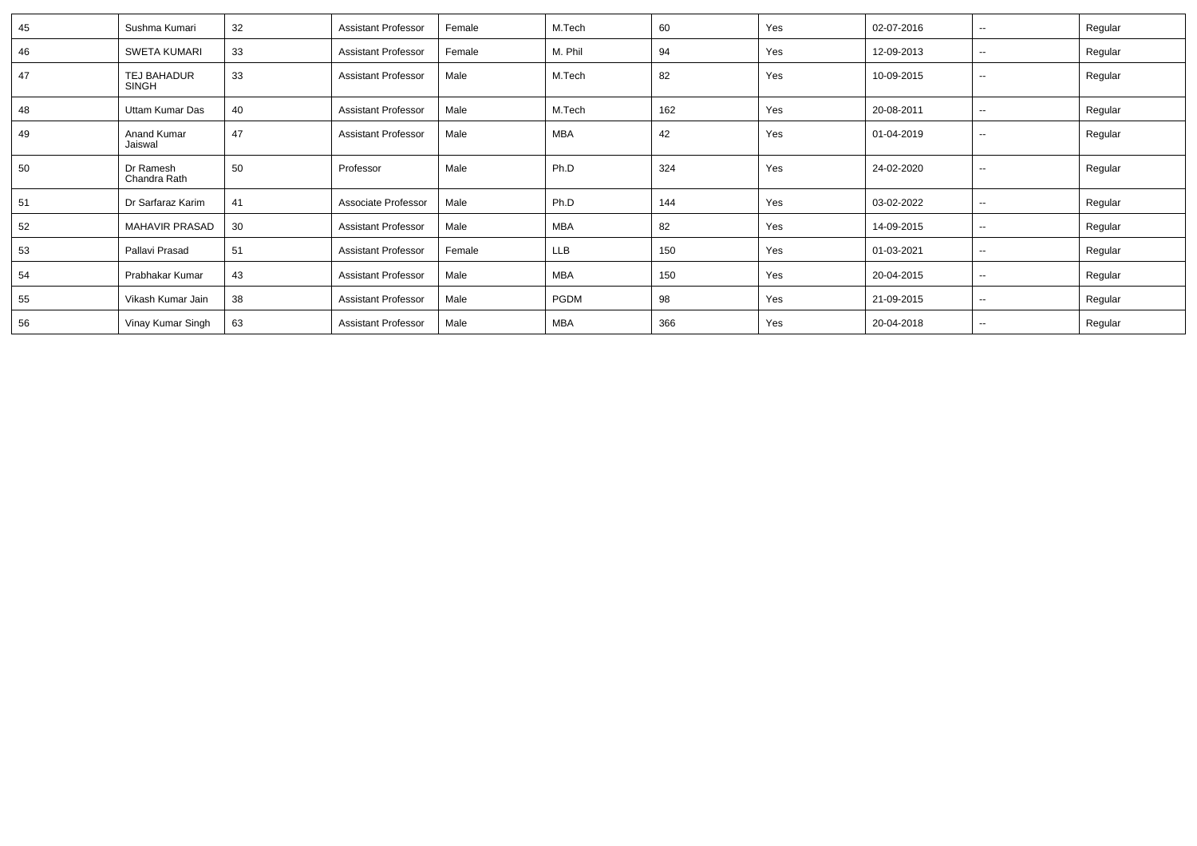| | | | | | | | | | | |
|---|---|---|---|---|---|---|---|---|---|---|
| 45 | Sushma Kumari | 32 | Assistant Professor | Female | M.Tech | 60 | Yes | 02-07-2016 | -- | Regular |
| 46 | SWETA KUMARI | 33 | Assistant Professor | Female | M. Phil | 94 | Yes | 12-09-2013 | -- | Regular |
| 47 | TEJ BAHADUR SINGH | 33 | Assistant Professor | Male | M.Tech | 82 | Yes | 10-09-2015 | -- | Regular |
| 48 | Uttam Kumar Das | 40 | Assistant Professor | Male | M.Tech | 162 | Yes | 20-08-2011 | -- | Regular |
| 49 | Anand Kumar Jaiswal | 47 | Assistant Professor | Male | MBA | 42 | Yes | 01-04-2019 | -- | Regular |
| 50 | Dr Ramesh Chandra Rath | 50 | Professor | Male | Ph.D | 324 | Yes | 24-02-2020 | -- | Regular |
| 51 | Dr Sarfaraz Karim | 41 | Associate Professor | Male | Ph.D | 144 | Yes | 03-02-2022 | -- | Regular |
| 52 | MAHAVIR PRASAD | 30 | Assistant Professor | Male | MBA | 82 | Yes | 14-09-2015 | -- | Regular |
| 53 | Pallavi Prasad | 51 | Assistant Professor | Female | LLB | 150 | Yes | 01-03-2021 | -- | Regular |
| 54 | Prabhakar Kumar | 43 | Assistant Professor | Male | MBA | 150 | Yes | 20-04-2015 | -- | Regular |
| 55 | Vikash Kumar Jain | 38 | Assistant Professor | Male | PGDM | 98 | Yes | 21-09-2015 | -- | Regular |
| 56 | Vinay Kumar Singh | 63 | Assistant Professor | Male | MBA | 366 | Yes | 20-04-2018 | -- | Regular |